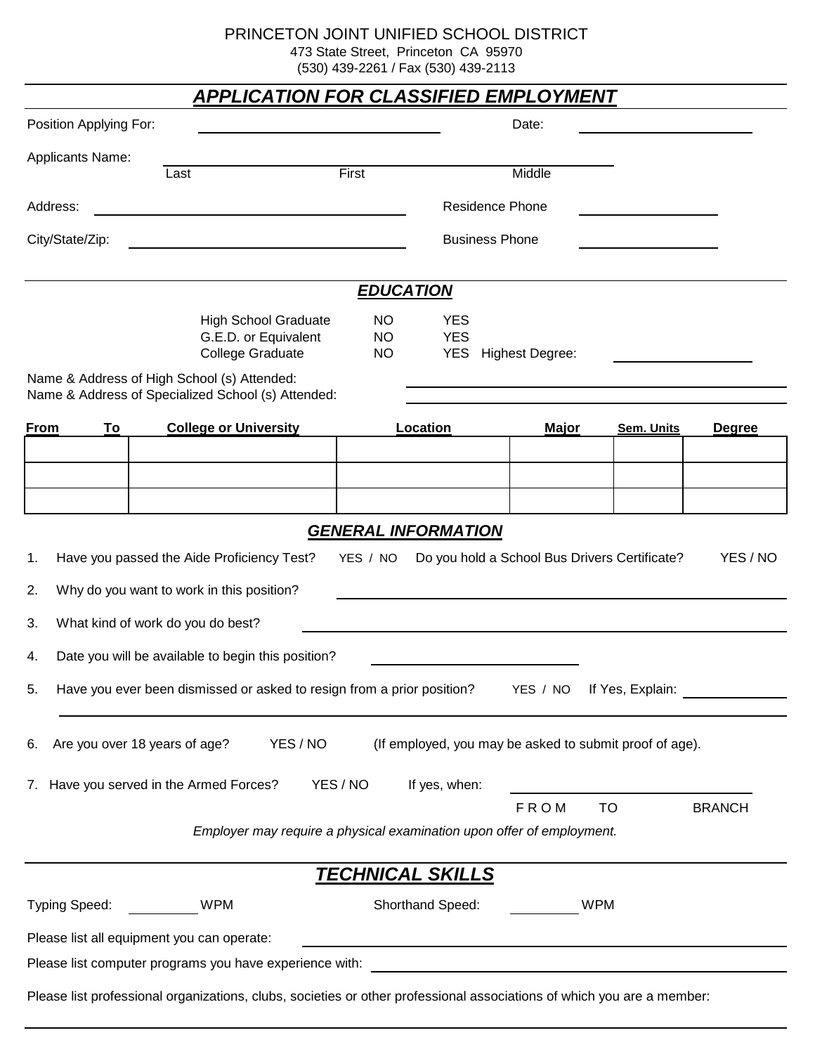PRINCETON JOINT UNIFIED SCHOOL DISTRICT
473 State Street, Princeton CA 95970
(530) 439-2261 / Fax (530) 439-2113

# ***APPLICATION FOR CLASSIFIED EMPLOYMENT***

Position Applying For: ______________________ Date: ______________

Applicants Name: ____________________________________________
Last First Middle

Address: ______________________________ Residence Phone ______________

City/State/Zip: ______________________________ Business Phone ______________

## ***EDUCATION***

| | | |
|---|---|---|
| High School Graduate | NO | YES |
| G.E.D. or Equivalent | NO | YES |
| College Graduate | NO | YES Highest Degree: ______________ |

Name & Address of High School (s) Attended: ______________________________
Name & Address of Specialized School (s) Attended: ______________________________

| From | To | College or University | Location | Major | Sem. Units | Degree |
|---|---|---|---|---|---|---|
| | | | | | | |
| | | | | | | |
| | | | | | | |

## ***GENERAL INFORMATION***

1. Have you passed the Aide Proficiency Test? YES / NO Do you hold a School Bus Drivers Certificate? YES / NO
2. Why do you want to work in this position? ______________________________
3. What kind of work do you do best? ______________________________
4. Date you will be available to begin this position? ______________
5. Have you ever been dismissed or asked to resign from a prior position? YES / NO If Yes, Explain: ______________
______________________________________________________________
6. Are you over 18 years of age? YES / NO (If employed, you may be asked to submit proof of age).
7. Have you served in the Armed Forces? YES / NO If yes, when: ______________
FROM TO BRANCH

*Employer may require a physical examination upon offer of employment.*

## ***TECHNICAL SKILLS***

Typing Speed: ______ WPM Shorthand Speed: ______ WPM

Please list all equipment you can operate: ______________________________

Please list computer programs you have experience with: ______________________________

Please list professional organizations, clubs, societies or other professional associations of which you are a member:

______________________________________________________________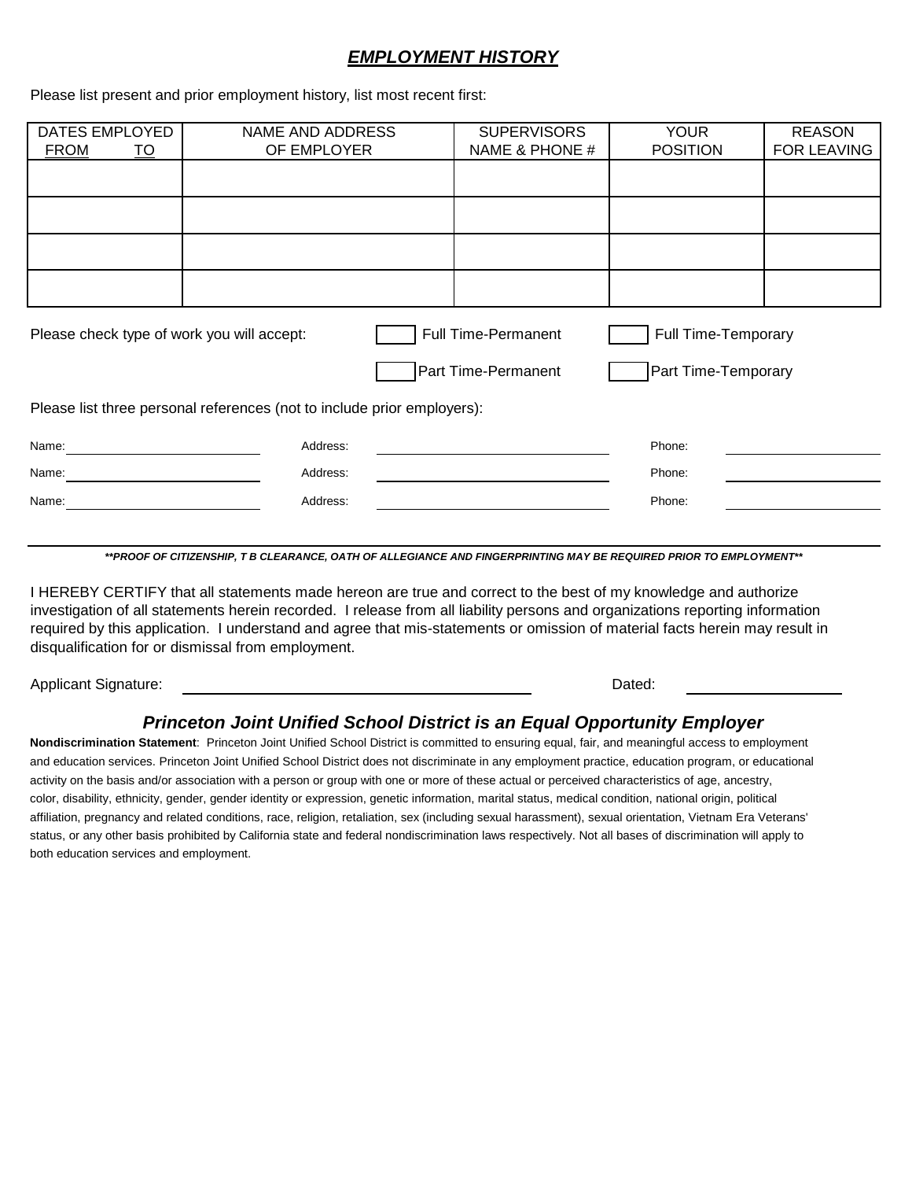## ***EMPLOYMENT HISTORY***

Please list present and prior employment history, list most recent first:

| DATES EMPLOYED FROM TO | NAME AND ADDRESS OF EMPLOYER | SUPERVISORS NAME & PHONE # | YOUR POSITION | REASON FOR LEAVING |
|---|---|---|---|---|
| | | | | |
| | | | | |
| | | | | |
| | | | | |

Please check type of work you will accept:

- [ ] Full Time-Permanent
- [ ] Full Time-Temporary
- [ ] Part Time-Permanent
- [ ] Part Time-Temporary

Please list three personal references (not to include prior employers):

Name: ______________________ Address: ______________________ Phone: ______________________

Name: ______________________ Address: ______________________ Phone: ______________________

Name: ______________________ Address: ______________________ Phone: ______________________

---

***\*\*PROOF OF CITIZENSHIP, T B CLEARANCE, OATH OF ALLEGIANCE AND FINGERPRINTING MAY BE REQUIRED PRIOR TO EMPLOYMENT\*\****

I HEREBY CERTIFY that all statements made hereon are true and correct to the best of my knowledge and authorize investigation of all statements herein recorded. I release from all liability persons and organizations reporting information required by this application. I understand and agree that mis-statements or omission of material facts herein may result in disqualification for or dismissal from employment.

Applicant Signature: ______________________ Dated: ______________________

### ***Princeton Joint Unified School District is an Equal Opportunity Employer***

**Nondiscrimination Statement**: Princeton Joint Unified School District is committed to ensuring equal, fair, and meaningful access to employment and education services. Princeton Joint Unified School District does not discriminate in any employment practice, education program, or educational activity on the basis and/or association with a person or group with one or more of these actual or perceived characteristics of age, ancestry, color, disability, ethnicity, gender, gender identity or expression, genetic information, marital status, medical condition, national origin, political affiliation, pregnancy and related conditions, race, religion, retaliation, sex (including sexual harassment), sexual orientation, Vietnam Era Veterans' status, or any other basis prohibited by California state and federal nondiscrimination laws respectively. Not all bases of discrimination will apply to both education services and employment.